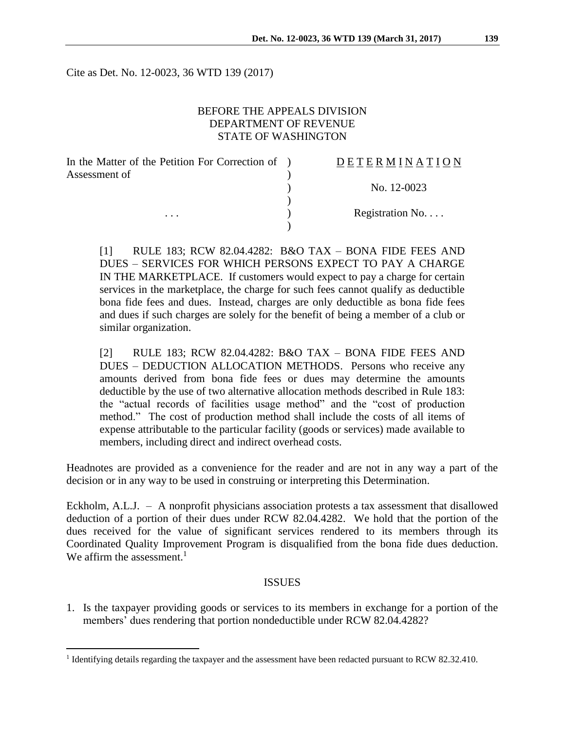Cite as Det. No. 12-0023, 36 WTD 139 (2017)

BEFORE THE APPEALS DIVISION
DEPARTMENT OF REVENUE
STATE OF WASHINGTON

| In the Matter of the Petition For Correction of Assessment of | ) | D E T E R M I N A T I O N |
|---|---|---|
| | ) | No. 12-0023 |
| . . . | ) | Registration No. . . . |

> [1] RULE 183; RCW 82.04.4282: B&O TAX – BONA FIDE FEES AND DUES – SERVICES FOR WHICH PERSONS EXPECT TO PAY A CHARGE IN THE MARKETPLACE. If customers would expect to pay a charge for certain services in the marketplace, the charge for such fees cannot qualify as deductible bona fide fees and dues. Instead, charges are only deductible as bona fide fees and dues if such charges are solely for the benefit of being a member of a club or similar organization.
>
> [2] RULE 183; RCW 82.04.4282: B&O TAX – BONA FIDE FEES AND DUES – DEDUCTION ALLOCATION METHODS. Persons who receive any amounts derived from bona fide fees or dues may determine the amounts deductible by the use of two alternative allocation methods described in Rule 183: the "actual records of facilities usage method" and the "cost of production method." The cost of production method shall include the costs of all items of expense attributable to the particular facility (goods or services) made available to members, including direct and indirect overhead costs.

Headnotes are provided as a convenience for the reader and are not in any way a part of the decision or in any way to be used in construing or interpreting this Determination.

Eckholm, A.L.J. – A nonprofit physicians association protests a tax assessment that disallowed deduction of a portion of their dues under RCW 82.04.4282. We hold that the portion of the dues received for the value of significant services rendered to its members through its Coordinated Quality Improvement Program is disqualified from the bona fide dues deduction. We affirm the assessment.[1]

## ISSUES

1. Is the taxpayer providing goods or services to its members in exchange for a portion of the members' dues rendering that portion nondeductible under RCW 82.04.4282?

---

[1] Identifying details regarding the taxpayer and the assessment have been redacted pursuant to RCW 82.32.410.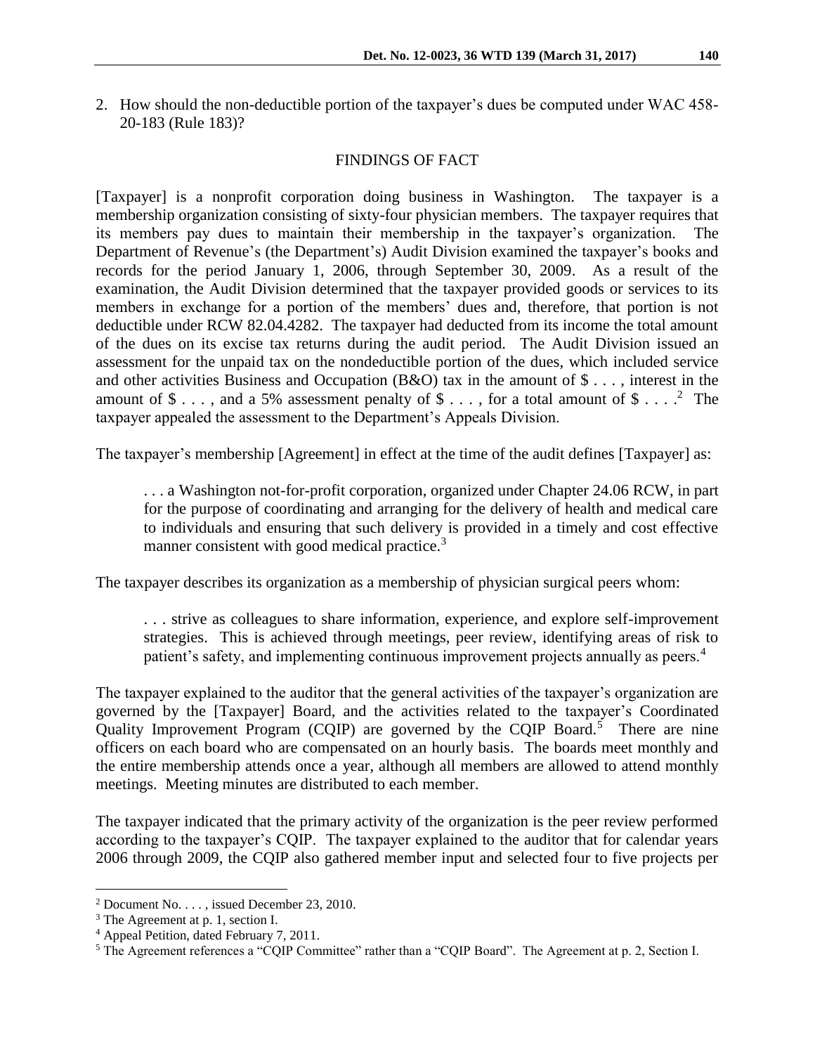2. How should the non-deductible portion of the taxpayer's dues be computed under WAC 458-20-183 (Rule 183)?

## FINDINGS OF FACT

[Taxpayer] is a nonprofit corporation doing business in Washington. The taxpayer is a membership organization consisting of sixty-four physician members. The taxpayer requires that its members pay dues to maintain their membership in the taxpayer's organization. The Department of Revenue's (the Department's) Audit Division examined the taxpayer's books and records for the period January 1, 2006, through September 30, 2009. As a result of the examination, the Audit Division determined that the taxpayer provided goods or services to its members in exchange for a portion of the members' dues and, therefore, that portion is not deductible under RCW 82.04.4282. The taxpayer had deducted from its income the total amount of the dues on its excise tax returns during the audit period. The Audit Division issued an assessment for the unpaid tax on the nondeductible portion of the dues, which included service and other activities Business and Occupation (B&O) tax in the amount of $ . . . , interest in the amount of $ . . . , and a 5% assessment penalty of $ . . . , for a total amount of $ . . . .[2] The taxpayer appealed the assessment to the Department's Appeals Division.

The taxpayer's membership [Agreement] in effect at the time of the audit defines [Taxpayer] as:

> . . . a Washington not-for-profit corporation, organized under Chapter 24.06 RCW, in part for the purpose of coordinating and arranging for the delivery of health and medical care to individuals and ensuring that such delivery is provided in a timely and cost effective manner consistent with good medical practice.[3]

The taxpayer describes its organization as a membership of physician surgical peers whom:

> . . . strive as colleagues to share information, experience, and explore self-improvement strategies. This is achieved through meetings, peer review, identifying areas of risk to patient's safety, and implementing continuous improvement projects annually as peers.[4]

The taxpayer explained to the auditor that the general activities of the taxpayer's organization are governed by the [Taxpayer] Board, and the activities related to the taxpayer's Coordinated Quality Improvement Program (CQIP) are governed by the CQIP Board.[5] There are nine officers on each board who are compensated on an hourly basis. The boards meet monthly and the entire membership attends once a year, although all members are allowed to attend monthly meetings. Meeting minutes are distributed to each member.

The taxpayer indicated that the primary activity of the organization is the peer review performed according to the taxpayer's CQIP. The taxpayer explained to the auditor that for calendar years 2006 through 2009, the CQIP also gathered member input and selected four to five projects per

---

[2] Document No. . . . , issued December 23, 2010.

[3] The Agreement at p. 1, section I.

[4] Appeal Petition, dated February 7, 2011.

[5] The Agreement references a "CQIP Committee" rather than a "CQIP Board". The Agreement at p. 2, Section I.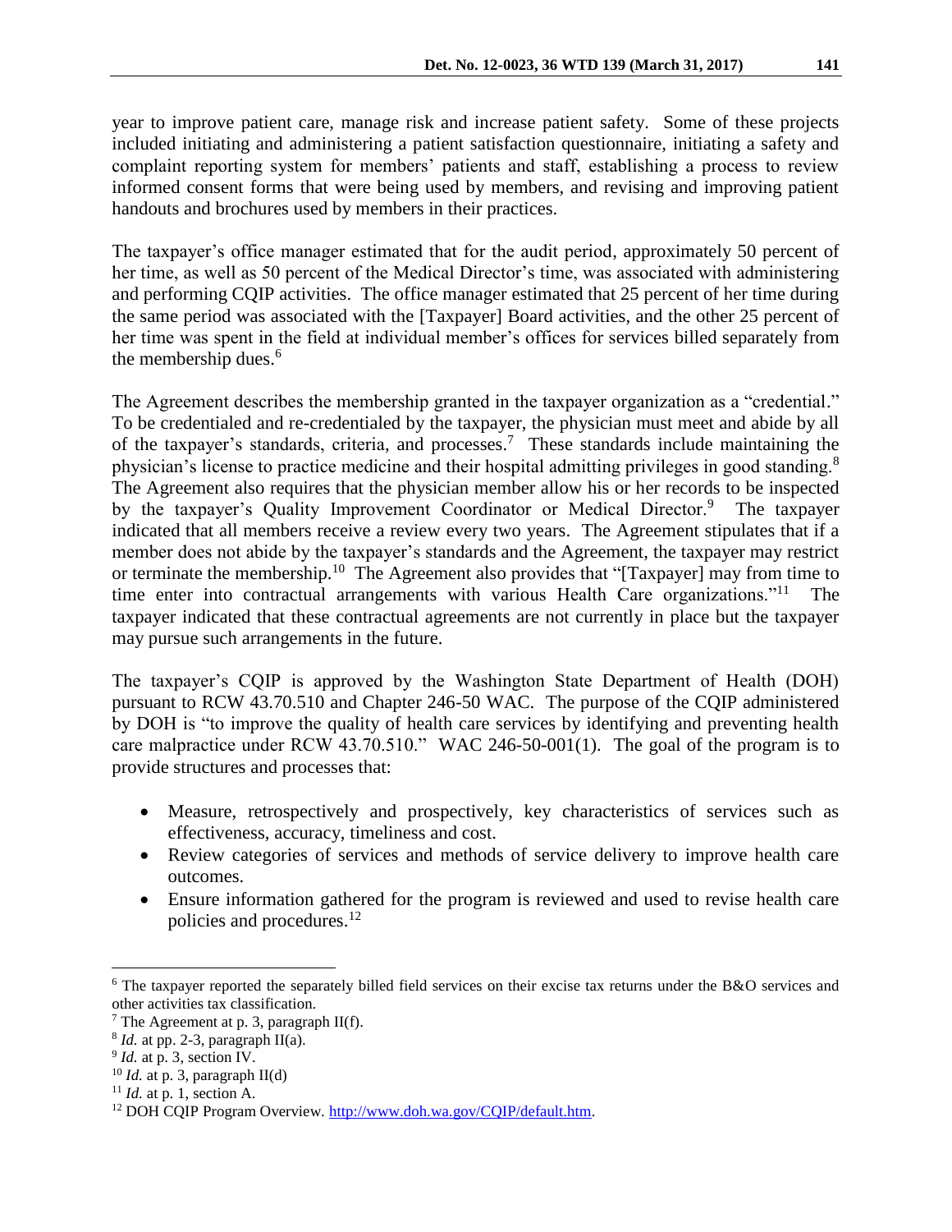year to improve patient care, manage risk and increase patient safety. Some of these projects included initiating and administering a patient satisfaction questionnaire, initiating a safety and complaint reporting system for members' patients and staff, establishing a process to review informed consent forms that were being used by members, and revising and improving patient handouts and brochures used by members in their practices.

The taxpayer's office manager estimated that for the audit period, approximately 50 percent of her time, as well as 50 percent of the Medical Director's time, was associated with administering and performing CQIP activities. The office manager estimated that 25 percent of her time during the same period was associated with the [Taxpayer] Board activities, and the other 25 percent of her time was spent in the field at individual member's offices for services billed separately from the membership dues.[6]

The Agreement describes the membership granted in the taxpayer organization as a "credential." To be credentialed and re-credentialed by the taxpayer, the physician must meet and abide by all of the taxpayer's standards, criteria, and processes.[7] These standards include maintaining the physician's license to practice medicine and their hospital admitting privileges in good standing.[8] The Agreement also requires that the physician member allow his or her records to be inspected by the taxpayer's Quality Improvement Coordinator or Medical Director.[9] The taxpayer indicated that all members receive a review every two years. The Agreement stipulates that if a member does not abide by the taxpayer's standards and the Agreement, the taxpayer may restrict or terminate the membership.[10] The Agreement also provides that "[Taxpayer] may from time to time enter into contractual arrangements with various Health Care organizations."[11] The taxpayer indicated that these contractual agreements are not currently in place but the taxpayer may pursue such arrangements in the future.

The taxpayer's CQIP is approved by the Washington State Department of Health (DOH) pursuant to RCW 43.70.510 and Chapter 246-50 WAC. The purpose of the CQIP administered by DOH is "to improve the quality of health care services by identifying and preventing health care malpractice under RCW 43.70.510." WAC 246-50-001(1). The goal of the program is to provide structures and processes that:

- Measure, retrospectively and prospectively, key characteristics of services such as effectiveness, accuracy, timeliness and cost.
- Review categories of services and methods of service delivery to improve health care outcomes.
- Ensure information gathered for the program is reviewed and used to revise health care policies and procedures.[12]

---

[6] The taxpayer reported the separately billed field services on their excise tax returns under the B&O services and other activities tax classification.

[7] The Agreement at p. 3, paragraph II(f).

[8] *Id.* at pp. 2-3, paragraph II(a).

[9] *Id.* at p. 3, section IV.

[10] *Id.* at p. 3, paragraph II(d)

[11] *Id.* at p. 1, section A.

[12] DOH CQIP Program Overview. http://www.doh.wa.gov/CQIP/default.htm.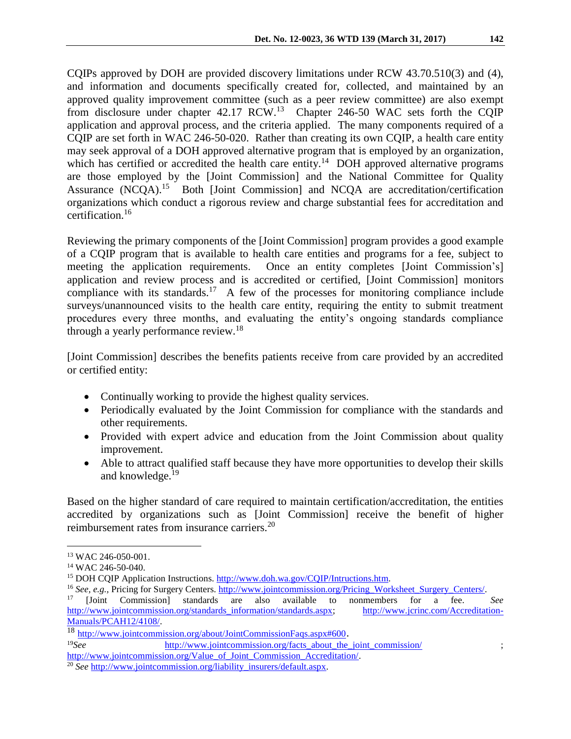CQIPs approved by DOH are provided discovery limitations under RCW 43.70.510(3) and (4), and information and documents specifically created for, collected, and maintained by an approved quality improvement committee (such as a peer review committee) are also exempt from disclosure under chapter 42.17 RCW.[13] Chapter 246-50 WAC sets forth the CQIP application and approval process, and the criteria applied. The many components required of a CQIP are set forth in WAC 246-50-020. Rather than creating its own CQIP, a health care entity may seek approval of a DOH approved alternative program that is employed by an organization, which has certified or accredited the health care entity.[14] DOH approved alternative programs are those employed by the [Joint Commission] and the National Committee for Quality Assurance (NCQA).[15] Both [Joint Commission] and NCQA are accreditation/certification organizations which conduct a rigorous review and charge substantial fees for accreditation and certification.[16]

Reviewing the primary components of the [Joint Commission] program provides a good example of a CQIP program that is available to health care entities and programs for a fee, subject to meeting the application requirements. Once an entity completes [Joint Commission's] application and review process and is accredited or certified, [Joint Commission] monitors compliance with its standards.[17] A few of the processes for monitoring compliance include surveys/unannounced visits to the health care entity, requiring the entity to submit treatment procedures every three months, and evaluating the entity's ongoing standards compliance through a yearly performance review.[18]

[Joint Commission] describes the benefits patients receive from care provided by an accredited or certified entity:

- Continually working to provide the highest quality services.
- Periodically evaluated by the Joint Commission for compliance with the standards and other requirements.
- Provided with expert advice and education from the Joint Commission about quality improvement.
- Able to attract qualified staff because they have more opportunities to develop their skills and knowledge.[19]

Based on the higher standard of care required to maintain certification/accreditation, the entities accredited by organizations such as [Joint Commission] receive the benefit of higher reimbursement rates from insurance carriers.[20]

---

[13] WAC 246-050-001.

[14] WAC 246-50-040.

[15] DOH CQIP Application Instructions. http://www.doh.wa.gov/CQIP/Intructions.htm.

[16] *See, e.g.,* Pricing for Surgery Centers. http://www.jointcommission.org/Pricing_Worksheet_Surgery_Centers/.

[17] [Joint Commission] standards are also available to nonmembers for a fee. *See* http://www.jointcommission.org/standards_information/standards.aspx; http://www.jcrinc.com/Accreditation-Manuals/PCAH12/4108/.

[18] http://www.jointcommission.org/about/JointCommissionFaqs.aspx#600.

[19] *See* http://www.jointcommission.org/facts_about_the_joint_commission/; http://www.jointcommission.org/Value_of_Joint_Commission_Accreditation/.

[20] *See* http://www.jointcommission.org/liability_insurers/default.aspx.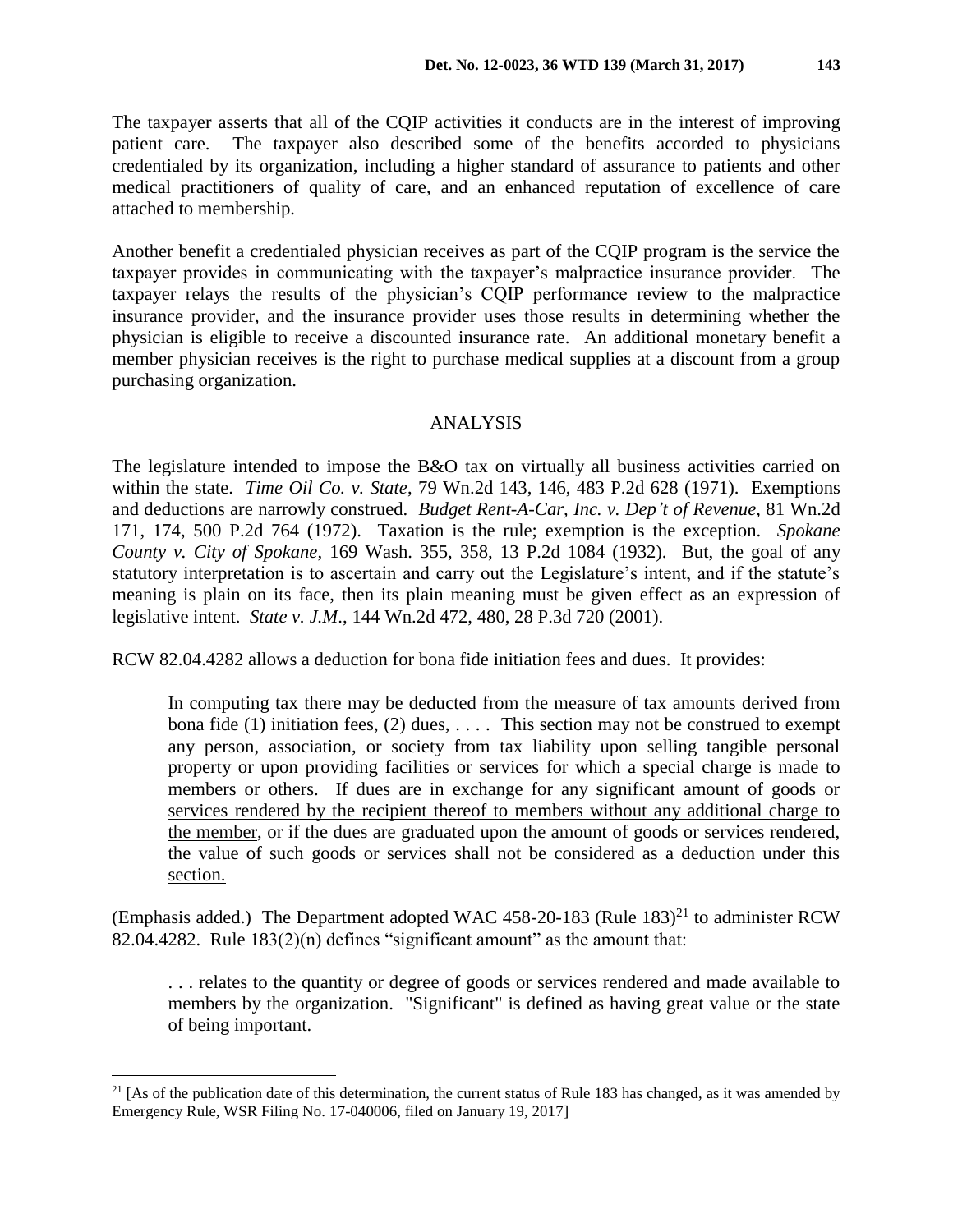The taxpayer asserts that all of the CQIP activities it conducts are in the interest of improving patient care. The taxpayer also described some of the benefits accorded to physicians credentialed by its organization, including a higher standard of assurance to patients and other medical practitioners of quality of care, and an enhanced reputation of excellence of care attached to membership.

Another benefit a credentialed physician receives as part of the CQIP program is the service the taxpayer provides in communicating with the taxpayer's malpractice insurance provider. The taxpayer relays the results of the physician's CQIP performance review to the malpractice insurance provider, and the insurance provider uses those results in determining whether the physician is eligible to receive a discounted insurance rate. An additional monetary benefit a member physician receives is the right to purchase medical supplies at a discount from a group purchasing organization.

## ANALYSIS

The legislature intended to impose the B&O tax on virtually all business activities carried on within the state. *Time Oil Co. v. State*, 79 Wn.2d 143, 146, 483 P.2d 628 (1971). Exemptions and deductions are narrowly construed. *Budget Rent-A-Car, Inc. v. Dep't of Revenue*, 81 Wn.2d 171, 174, 500 P.2d 764 (1972). Taxation is the rule; exemption is the exception. *Spokane County v. City of Spokane*, 169 Wash. 355, 358, 13 P.2d 1084 (1932). But, the goal of any statutory interpretation is to ascertain and carry out the Legislature's intent, and if the statute's meaning is plain on its face, then its plain meaning must be given effect as an expression of legislative intent. *State v. J.M*., 144 Wn.2d 472, 480, 28 P.3d 720 (2001).

RCW 82.04.4282 allows a deduction for bona fide initiation fees and dues. It provides:

> In computing tax there may be deducted from the measure of tax amounts derived from bona fide (1) initiation fees, (2) dues, . . . . This section may not be construed to exempt any person, association, or society from tax liability upon selling tangible personal property or upon providing facilities or services for which a special charge is made to members or others. <u>If dues are in exchange for any significant amount of goods or services rendered by the recipient thereof to members without any additional charge to the member</u>, or if the dues are graduated upon the amount of goods or services rendered, <u>the value of such goods or services shall not be considered as a deduction under this section.</u>

(Emphasis added.) The Department adopted WAC 458-20-183 (Rule 183)[21] to administer RCW 82.04.4282. Rule 183(2)(n) defines "significant amount" as the amount that:

> . . . relates to the quantity or degree of goods or services rendered and made available to members by the organization. "Significant" is defined as having great value or the state of being important.

---

[21] [As of the publication date of this determination, the current status of Rule 183 has changed, as it was amended by Emergency Rule, WSR Filing No. 17-040006, filed on January 19, 2017]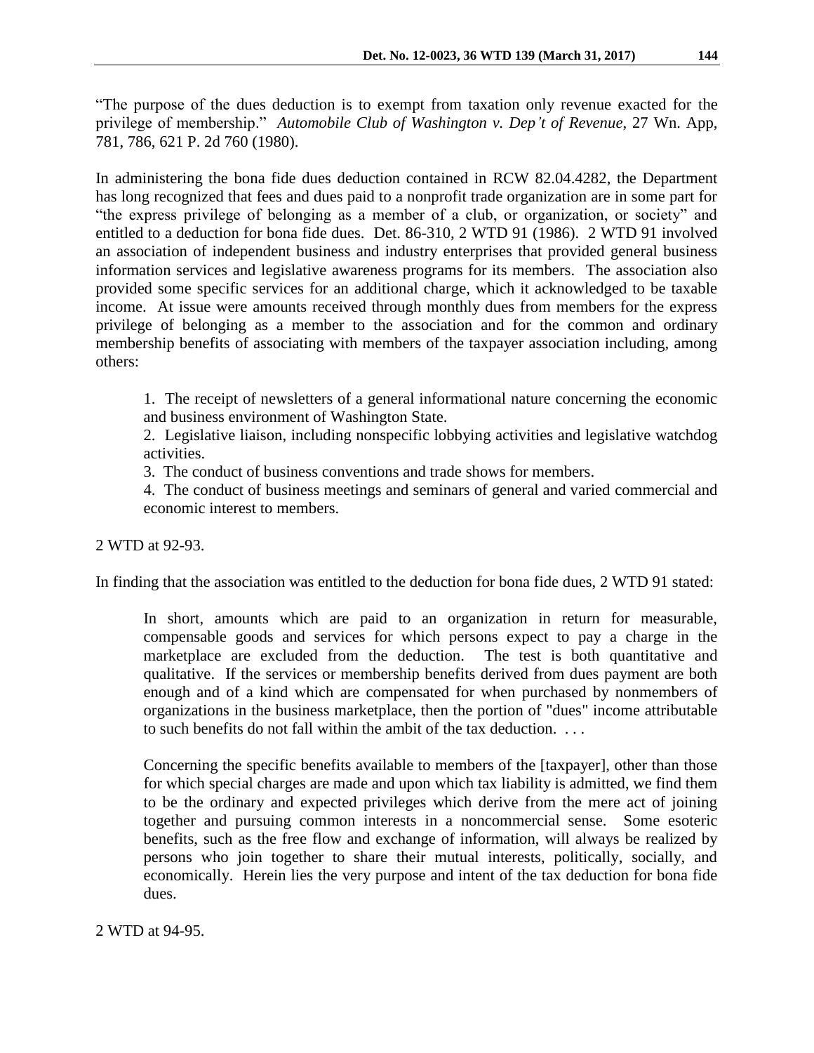"The purpose of the dues deduction is to exempt from taxation only revenue exacted for the privilege of membership." *Automobile Club of Washington v. Dep't of Revenue*, 27 Wn. App, 781, 786, 621 P. 2d 760 (1980).

In administering the bona fide dues deduction contained in RCW 82.04.4282, the Department has long recognized that fees and dues paid to a nonprofit trade organization are in some part for "the express privilege of belonging as a member of a club, or organization, or society" and entitled to a deduction for bona fide dues. Det. 86-310, 2 WTD 91 (1986). 2 WTD 91 involved an association of independent business and industry enterprises that provided general business information services and legislative awareness programs for its members. The association also provided some specific services for an additional charge, which it acknowledged to be taxable income. At issue were amounts received through monthly dues from members for the express privilege of belonging as a member to the association and for the common and ordinary membership benefits of associating with members of the taxpayer association including, among others:

> 1. The receipt of newsletters of a general informational nature concerning the economic and business environment of Washington State.
> 2. Legislative liaison, including nonspecific lobbying activities and legislative watchdog activities.
> 3. The conduct of business conventions and trade shows for members.
> 4. The conduct of business meetings and seminars of general and varied commercial and economic interest to members.

2 WTD at 92-93.

In finding that the association was entitled to the deduction for bona fide dues, 2 WTD 91 stated:

> In short, amounts which are paid to an organization in return for measurable, compensable goods and services for which persons expect to pay a charge in the marketplace are excluded from the deduction. The test is both quantitative and qualitative. If the services or membership benefits derived from dues payment are both enough and of a kind which are compensated for when purchased by nonmembers of organizations in the business marketplace, then the portion of "dues" income attributable to such benefits do not fall within the ambit of the tax deduction. . . .
>
> Concerning the specific benefits available to members of the [taxpayer], other than those for which special charges are made and upon which tax liability is admitted, we find them to be the ordinary and expected privileges which derive from the mere act of joining together and pursuing common interests in a noncommercial sense. Some esoteric benefits, such as the free flow and exchange of information, will always be realized by persons who join together to share their mutual interests, politically, socially, and economically. Herein lies the very purpose and intent of the tax deduction for bona fide dues.

2 WTD at 94-95.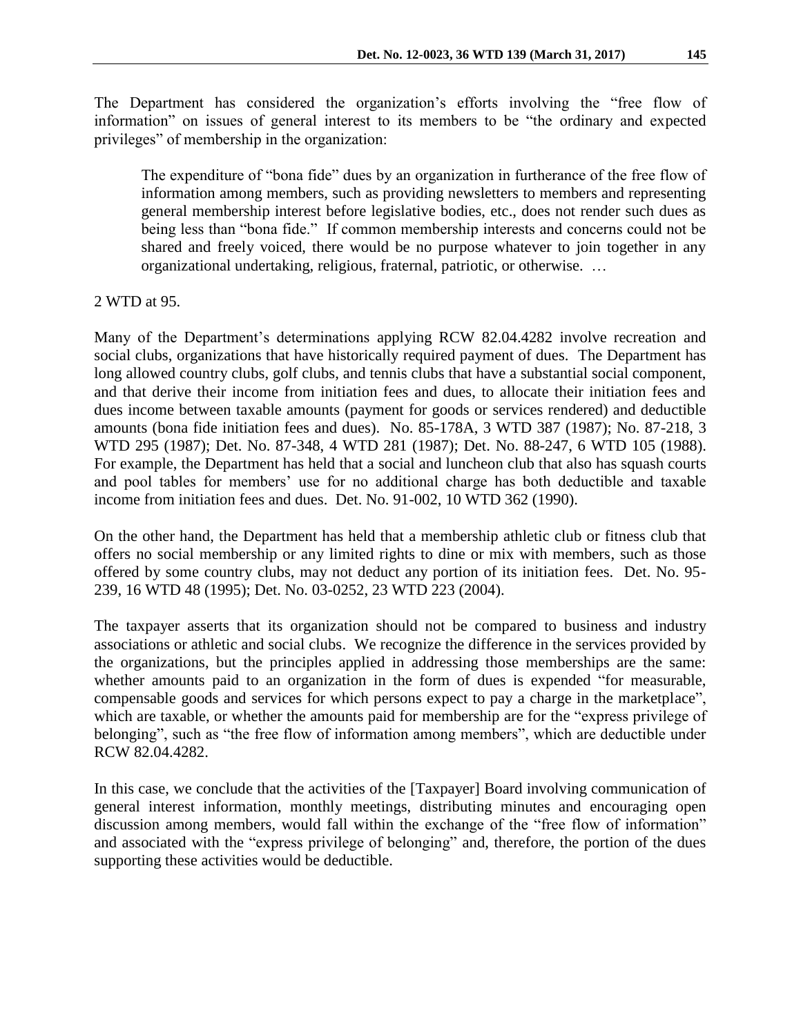The Department has considered the organization's efforts involving the "free flow of information" on issues of general interest to its members to be "the ordinary and expected privileges" of membership in the organization:

> The expenditure of "bona fide" dues by an organization in furtherance of the free flow of information among members, such as providing newsletters to members and representing general membership interest before legislative bodies, etc., does not render such dues as being less than "bona fide." If common membership interests and concerns could not be shared and freely voiced, there would be no purpose whatever to join together in any organizational undertaking, religious, fraternal, patriotic, or otherwise. …

2 WTD at 95.

Many of the Department's determinations applying RCW 82.04.4282 involve recreation and social clubs, organizations that have historically required payment of dues. The Department has long allowed country clubs, golf clubs, and tennis clubs that have a substantial social component, and that derive their income from initiation fees and dues, to allocate their initiation fees and dues income between taxable amounts (payment for goods or services rendered) and deductible amounts (bona fide initiation fees and dues). No. 85-178A, 3 WTD 387 (1987); No. 87-218, 3 WTD 295 (1987); Det. No. 87-348, 4 WTD 281 (1987); Det. No. 88-247, 6 WTD 105 (1988). For example, the Department has held that a social and luncheon club that also has squash courts and pool tables for members' use for no additional charge has both deductible and taxable income from initiation fees and dues. Det. No. 91-002, 10 WTD 362 (1990).

On the other hand, the Department has held that a membership athletic club or fitness club that offers no social membership or any limited rights to dine or mix with members, such as those offered by some country clubs, may not deduct any portion of its initiation fees. Det. No. 95-239, 16 WTD 48 (1995); Det. No. 03-0252, 23 WTD 223 (2004).

The taxpayer asserts that its organization should not be compared to business and industry associations or athletic and social clubs. We recognize the difference in the services provided by the organizations, but the principles applied in addressing those memberships are the same: whether amounts paid to an organization in the form of dues is expended "for measurable, compensable goods and services for which persons expect to pay a charge in the marketplace", which are taxable, or whether the amounts paid for membership are for the "express privilege of belonging", such as "the free flow of information among members", which are deductible under RCW 82.04.4282.

In this case, we conclude that the activities of the [Taxpayer] Board involving communication of general interest information, monthly meetings, distributing minutes and encouraging open discussion among members, would fall within the exchange of the "free flow of information" and associated with the "express privilege of belonging" and, therefore, the portion of the dues supporting these activities would be deductible.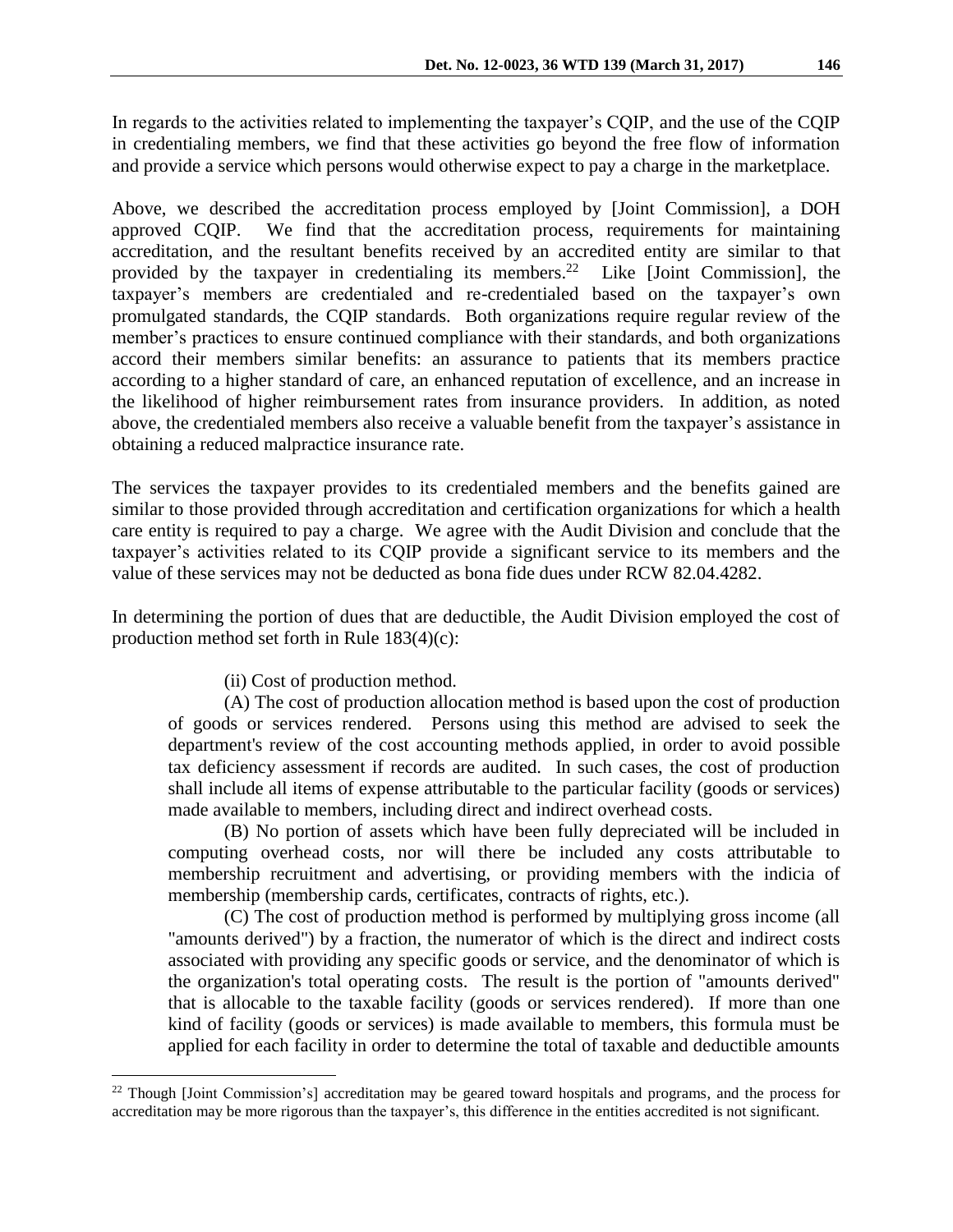In regards to the activities related to implementing the taxpayer's CQIP, and the use of the CQIP in credentialing members, we find that these activities go beyond the free flow of information and provide a service which persons would otherwise expect to pay a charge in the marketplace.

Above, we described the accreditation process employed by [Joint Commission], a DOH approved CQIP. We find that the accreditation process, requirements for maintaining accreditation, and the resultant benefits received by an accredited entity are similar to that provided by the taxpayer in credentialing its members.[22] Like [Joint Commission], the taxpayer's members are credentialed and re-credentialed based on the taxpayer's own promulgated standards, the CQIP standards. Both organizations require regular review of the member's practices to ensure continued compliance with their standards, and both organizations accord their members similar benefits: an assurance to patients that its members practice according to a higher standard of care, an enhanced reputation of excellence, and an increase in the likelihood of higher reimbursement rates from insurance providers. In addition, as noted above, the credentialed members also receive a valuable benefit from the taxpayer's assistance in obtaining a reduced malpractice insurance rate.

The services the taxpayer provides to its credentialed members and the benefits gained are similar to those provided through accreditation and certification organizations for which a health care entity is required to pay a charge. We agree with the Audit Division and conclude that the taxpayer's activities related to its CQIP provide a significant service to its members and the value of these services may not be deducted as bona fide dues under RCW 82.04.4282.

In determining the portion of dues that are deductible, the Audit Division employed the cost of production method set forth in Rule 183(4)(c):

> (ii) Cost of production method.
>
> (A) The cost of production allocation method is based upon the cost of production of goods or services rendered. Persons using this method are advised to seek the department's review of the cost accounting methods applied, in order to avoid possible tax deficiency assessment if records are audited. In such cases, the cost of production shall include all items of expense attributable to the particular facility (goods or services) made available to members, including direct and indirect overhead costs.
>
> (B) No portion of assets which have been fully depreciated will be included in computing overhead costs, nor will there be included any costs attributable to membership recruitment and advertising, or providing members with the indicia of membership (membership cards, certificates, contracts of rights, etc.).
>
> (C) The cost of production method is performed by multiplying gross income (all "amounts derived") by a fraction, the numerator of which is the direct and indirect costs associated with providing any specific goods or service, and the denominator of which is the organization's total operating costs. The result is the portion of "amounts derived" that is allocable to the taxable facility (goods or services rendered). If more than one kind of facility (goods or services) is made available to members, this formula must be applied for each facility in order to determine the total of taxable and deductible amounts

---

[22] Though [Joint Commission's] accreditation may be geared toward hospitals and programs, and the process for accreditation may be more rigorous than the taxpayer's, this difference in the entities accredited is not significant.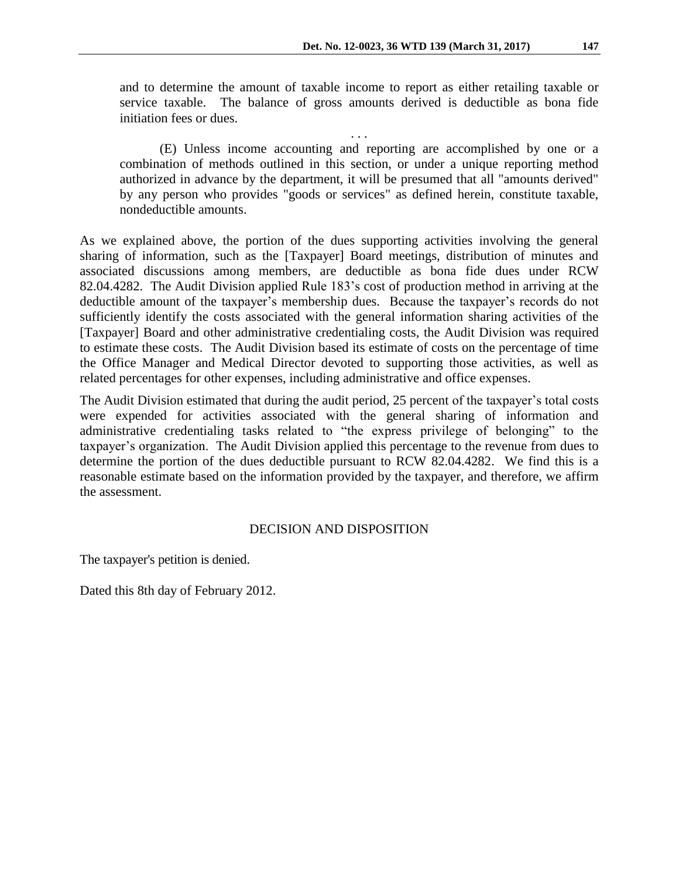> and to determine the amount of taxable income to report as either retailing taxable or service taxable. The balance of gross amounts derived is deductible as bona fide initiation fees or dues.
>
> . . .
>
> (E) Unless income accounting and reporting are accomplished by one or a combination of methods outlined in this section, or under a unique reporting method authorized in advance by the department, it will be presumed that all "amounts derived" by any person who provides "goods or services" as defined herein, constitute taxable, nondeductible amounts.

As we explained above, the portion of the dues supporting activities involving the general sharing of information, such as the [Taxpayer] Board meetings, distribution of minutes and associated discussions among members, are deductible as bona fide dues under RCW 82.04.4282. The Audit Division applied Rule 183's cost of production method in arriving at the deductible amount of the taxpayer's membership dues. Because the taxpayer's records do not sufficiently identify the costs associated with the general information sharing activities of the [Taxpayer] Board and other administrative credentialing costs, the Audit Division was required to estimate these costs. The Audit Division based its estimate of costs on the percentage of time the Office Manager and Medical Director devoted to supporting those activities, as well as related percentages for other expenses, including administrative and office expenses.

The Audit Division estimated that during the audit period, 25 percent of the taxpayer's total costs were expended for activities associated with the general sharing of information and administrative credentialing tasks related to "the express privilege of belonging" to the taxpayer's organization. The Audit Division applied this percentage to the revenue from dues to determine the portion of the dues deductible pursuant to RCW 82.04.4282. We find this is a reasonable estimate based on the information provided by the taxpayer, and therefore, we affirm the assessment.

## DECISION AND DISPOSITION

The taxpayer's petition is denied.

Dated this 8th day of February 2012.